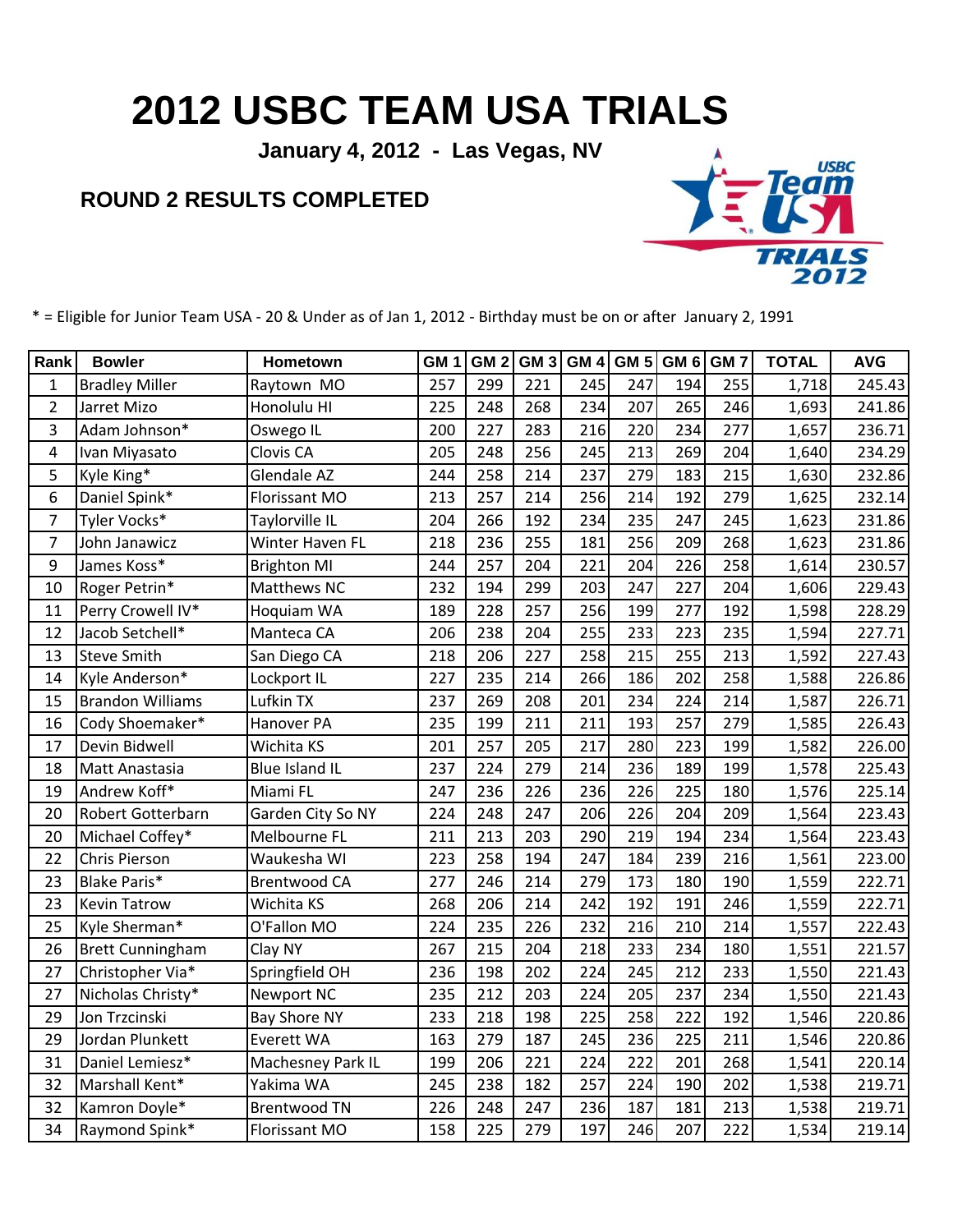# 2012 USBC TEAM USA TRIALS

**January 4, 2012 - Las Vegas, NV**

## ROUND 2 RESULTS COMPLETED

* = Eligible for Junior Team USA - 20 & Under as of Jan 1, 2012 - Birthday must be on or after January 2, 1991

| Rank | Bowler | Hometown | GM 1 | GM 2 | GM 3 | GM 4 | GM 5 | GM 6 | GM 7 | TOTAL | AVG |
|---|---|---|---|---|---|---|---|---|---|---|---|
| 1 | Bradley Miller | Raytown MO | 257 | 299 | 221 | 245 | 247 | 194 | 255 | 1,718 | 245.43 |
| 2 | Jarret Mizo | Honolulu HI | 225 | 248 | 268 | 234 | 207 | 265 | 246 | 1,693 | 241.86 |
| 3 | Adam Johnson* | Oswego IL | 200 | 227 | 283 | 216 | 220 | 234 | 277 | 1,657 | 236.71 |
| 4 | Ivan Miyasato | Clovis CA | 205 | 248 | 256 | 245 | 213 | 269 | 204 | 1,640 | 234.29 |
| 5 | Kyle King* | Glendale AZ | 244 | 258 | 214 | 237 | 279 | 183 | 215 | 1,630 | 232.86 |
| 6 | Daniel Spink* | Florissant MO | 213 | 257 | 214 | 256 | 214 | 192 | 279 | 1,625 | 232.14 |
| 7 | Tyler Vocks* | Taylorville IL | 204 | 266 | 192 | 234 | 235 | 247 | 245 | 1,623 | 231.86 |
| 7 | John Janawicz | Winter Haven FL | 218 | 236 | 255 | 181 | 256 | 209 | 268 | 1,623 | 231.86 |
| 9 | James Koss* | Brighton MI | 244 | 257 | 204 | 221 | 204 | 226 | 258 | 1,614 | 230.57 |
| 10 | Roger Petrin* | Matthews NC | 232 | 194 | 299 | 203 | 247 | 227 | 204 | 1,606 | 229.43 |
| 11 | Perry Crowell IV* | Hoquiam WA | 189 | 228 | 257 | 256 | 199 | 277 | 192 | 1,598 | 228.29 |
| 12 | Jacob Setchell* | Manteca CA | 206 | 238 | 204 | 255 | 233 | 223 | 235 | 1,594 | 227.71 |
| 13 | Steve Smith | San Diego CA | 218 | 206 | 227 | 258 | 215 | 255 | 213 | 1,592 | 227.43 |
| 14 | Kyle Anderson* | Lockport IL | 227 | 235 | 214 | 266 | 186 | 202 | 258 | 1,588 | 226.86 |
| 15 | Brandon Williams | Lufkin TX | 237 | 269 | 208 | 201 | 234 | 224 | 214 | 1,587 | 226.71 |
| 16 | Cody Shoemaker* | Hanover PA | 235 | 199 | 211 | 211 | 193 | 257 | 279 | 1,585 | 226.43 |
| 17 | Devin Bidwell | Wichita KS | 201 | 257 | 205 | 217 | 280 | 223 | 199 | 1,582 | 226.00 |
| 18 | Matt Anastasia | Blue Island IL | 237 | 224 | 279 | 214 | 236 | 189 | 199 | 1,578 | 225.43 |
| 19 | Andrew Koff* | Miami FL | 247 | 236 | 226 | 236 | 226 | 225 | 180 | 1,576 | 225.14 |
| 20 | Robert Gotterbarn | Garden City So NY | 224 | 248 | 247 | 206 | 226 | 204 | 209 | 1,564 | 223.43 |
| 20 | Michael Coffey* | Melbourne FL | 211 | 213 | 203 | 290 | 219 | 194 | 234 | 1,564 | 223.43 |
| 22 | Chris Pierson | Waukesha WI | 223 | 258 | 194 | 247 | 184 | 239 | 216 | 1,561 | 223.00 |
| 23 | Blake Paris* | Brentwood CA | 277 | 246 | 214 | 279 | 173 | 180 | 190 | 1,559 | 222.71 |
| 23 | Kevin Tatrow | Wichita KS | 268 | 206 | 214 | 242 | 192 | 191 | 246 | 1,559 | 222.71 |
| 25 | Kyle Sherman* | O'Fallon MO | 224 | 235 | 226 | 232 | 216 | 210 | 214 | 1,557 | 222.43 |
| 26 | Brett Cunningham | Clay NY | 267 | 215 | 204 | 218 | 233 | 234 | 180 | 1,551 | 221.57 |
| 27 | Christopher Via* | Springfield OH | 236 | 198 | 202 | 224 | 245 | 212 | 233 | 1,550 | 221.43 |
| 27 | Nicholas Christy* | Newport NC | 235 | 212 | 203 | 224 | 205 | 237 | 234 | 1,550 | 221.43 |
| 29 | Jon Trzcinski | Bay Shore NY | 233 | 218 | 198 | 225 | 258 | 222 | 192 | 1,546 | 220.86 |
| 29 | Jordan Plunkett | Everett WA | 163 | 279 | 187 | 245 | 236 | 225 | 211 | 1,546 | 220.86 |
| 31 | Daniel Lemiesz* | Machesney Park IL | 199 | 206 | 221 | 224 | 222 | 201 | 268 | 1,541 | 220.14 |
| 32 | Marshall Kent* | Yakima WA | 245 | 238 | 182 | 257 | 224 | 190 | 202 | 1,538 | 219.71 |
| 32 | Kamron Doyle* | Brentwood TN | 226 | 248 | 247 | 236 | 187 | 181 | 213 | 1,538 | 219.71 |
| 34 | Raymond Spink* | Florissant MO | 158 | 225 | 279 | 197 | 246 | 207 | 222 | 1,534 | 219.14 |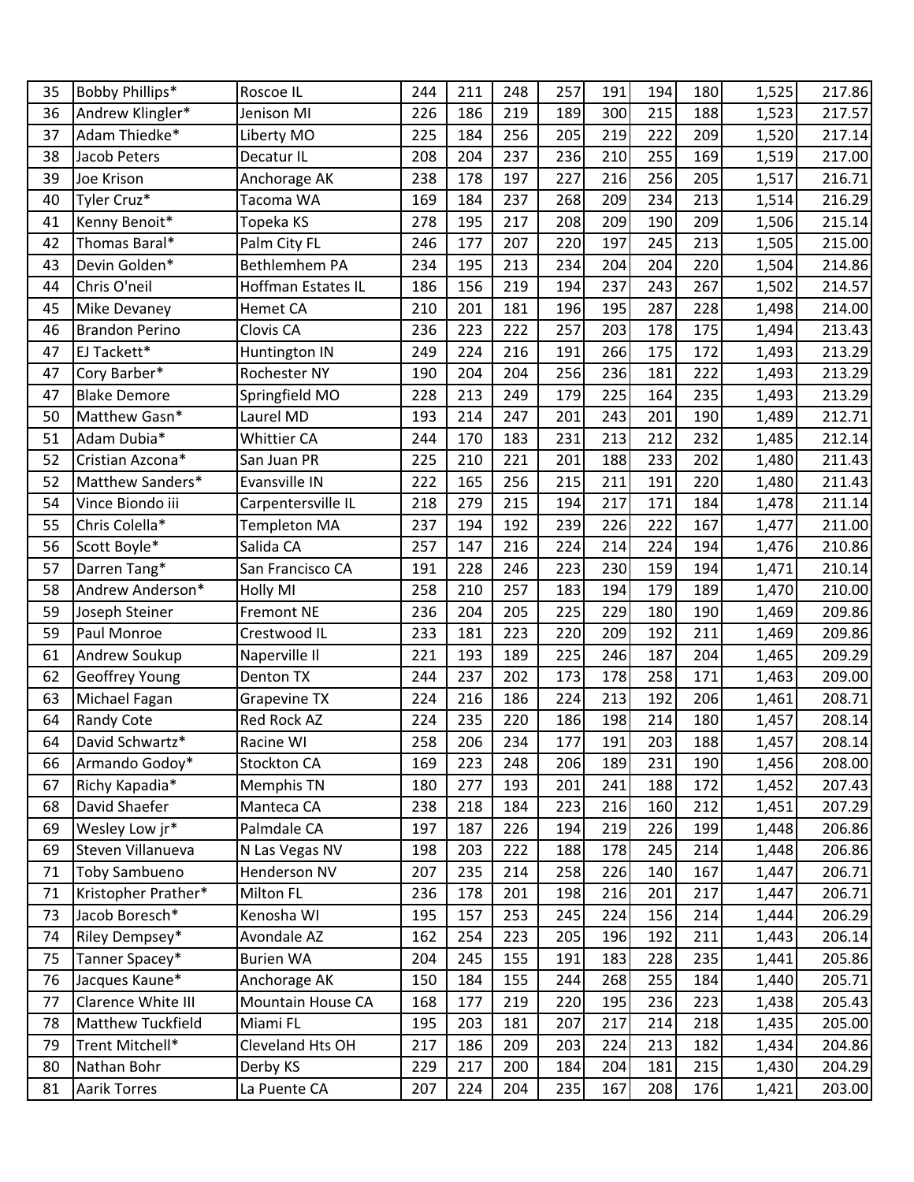| | | | | | | | | | | | |
|---|---|---|---|---|---|---|---|---|---|---|---|
| 35 | Bobby Phillips* | Roscoe IL | 244 | 211 | 248 | 257 | 191 | 194 | 180 | 1,525 | 217.86 |
| 36 | Andrew Klingler* | Jenison MI | 226 | 186 | 219 | 189 | 300 | 215 | 188 | 1,523 | 217.57 |
| 37 | Adam Thiedke* | Liberty MO | 225 | 184 | 256 | 205 | 219 | 222 | 209 | 1,520 | 217.14 |
| 38 | Jacob Peters | Decatur IL | 208 | 204 | 237 | 236 | 210 | 255 | 169 | 1,519 | 217.00 |
| 39 | Joe Krison | Anchorage AK | 238 | 178 | 197 | 227 | 216 | 256 | 205 | 1,517 | 216.71 |
| 40 | Tyler Cruz* | Tacoma WA | 169 | 184 | 237 | 268 | 209 | 234 | 213 | 1,514 | 216.29 |
| 41 | Kenny Benoit* | Topeka KS | 278 | 195 | 217 | 208 | 209 | 190 | 209 | 1,506 | 215.14 |
| 42 | Thomas Baral* | Palm City FL | 246 | 177 | 207 | 220 | 197 | 245 | 213 | 1,505 | 215.00 |
| 43 | Devin Golden* | Bethlemhem PA | 234 | 195 | 213 | 234 | 204 | 204 | 220 | 1,504 | 214.86 |
| 44 | Chris O'neil | Hoffman Estates IL | 186 | 156 | 219 | 194 | 237 | 243 | 267 | 1,502 | 214.57 |
| 45 | Mike Devaney | Hemet CA | 210 | 201 | 181 | 196 | 195 | 287 | 228 | 1,498 | 214.00 |
| 46 | Brandon Perino | Clovis CA | 236 | 223 | 222 | 257 | 203 | 178 | 175 | 1,494 | 213.43 |
| 47 | EJ Tackett* | Huntington IN | 249 | 224 | 216 | 191 | 266 | 175 | 172 | 1,493 | 213.29 |
| 47 | Cory Barber* | Rochester NY | 190 | 204 | 204 | 256 | 236 | 181 | 222 | 1,493 | 213.29 |
| 47 | Blake Demore | Springfield MO | 228 | 213 | 249 | 179 | 225 | 164 | 235 | 1,493 | 213.29 |
| 50 | Matthew Gasn* | Laurel MD | 193 | 214 | 247 | 201 | 243 | 201 | 190 | 1,489 | 212.71 |
| 51 | Adam Dubia* | Whittier CA | 244 | 170 | 183 | 231 | 213 | 212 | 232 | 1,485 | 212.14 |
| 52 | Cristian Azcona* | San Juan PR | 225 | 210 | 221 | 201 | 188 | 233 | 202 | 1,480 | 211.43 |
| 52 | Matthew Sanders* | Evansville IN | 222 | 165 | 256 | 215 | 211 | 191 | 220 | 1,480 | 211.43 |
| 54 | Vince Biondo iii | Carpentersville IL | 218 | 279 | 215 | 194 | 217 | 171 | 184 | 1,478 | 211.14 |
| 55 | Chris Colella* | Templeton MA | 237 | 194 | 192 | 239 | 226 | 222 | 167 | 1,477 | 211.00 |
| 56 | Scott Boyle* | Salida CA | 257 | 147 | 216 | 224 | 214 | 224 | 194 | 1,476 | 210.86 |
| 57 | Darren Tang* | San Francisco CA | 191 | 228 | 246 | 223 | 230 | 159 | 194 | 1,471 | 210.14 |
| 58 | Andrew Anderson* | Holly MI | 258 | 210 | 257 | 183 | 194 | 179 | 189 | 1,470 | 210.00 |
| 59 | Joseph Steiner | Fremont NE | 236 | 204 | 205 | 225 | 229 | 180 | 190 | 1,469 | 209.86 |
| 59 | Paul Monroe | Crestwood IL | 233 | 181 | 223 | 220 | 209 | 192 | 211 | 1,469 | 209.86 |
| 61 | Andrew Soukup | Naperville Il | 221 | 193 | 189 | 225 | 246 | 187 | 204 | 1,465 | 209.29 |
| 62 | Geoffrey Young | Denton TX | 244 | 237 | 202 | 173 | 178 | 258 | 171 | 1,463 | 209.00 |
| 63 | Michael Fagan | Grapevine TX | 224 | 216 | 186 | 224 | 213 | 192 | 206 | 1,461 | 208.71 |
| 64 | Randy Cote | Red Rock AZ | 224 | 235 | 220 | 186 | 198 | 214 | 180 | 1,457 | 208.14 |
| 64 | David Schwartz* | Racine WI | 258 | 206 | 234 | 177 | 191 | 203 | 188 | 1,457 | 208.14 |
| 66 | Armando Godoy* | Stockton CA | 169 | 223 | 248 | 206 | 189 | 231 | 190 | 1,456 | 208.00 |
| 67 | Richy Kapadia* | Memphis TN | 180 | 277 | 193 | 201 | 241 | 188 | 172 | 1,452 | 207.43 |
| 68 | David Shaefer | Manteca CA | 238 | 218 | 184 | 223 | 216 | 160 | 212 | 1,451 | 207.29 |
| 69 | Wesley Low jr* | Palmdale CA | 197 | 187 | 226 | 194 | 219 | 226 | 199 | 1,448 | 206.86 |
| 69 | Steven Villanueva | N Las Vegas NV | 198 | 203 | 222 | 188 | 178 | 245 | 214 | 1,448 | 206.86 |
| 71 | Toby Sambueno | Henderson NV | 207 | 235 | 214 | 258 | 226 | 140 | 167 | 1,447 | 206.71 |
| 71 | Kristopher Prather* | Milton FL | 236 | 178 | 201 | 198 | 216 | 201 | 217 | 1,447 | 206.71 |
| 73 | Jacob Boresch* | Kenosha WI | 195 | 157 | 253 | 245 | 224 | 156 | 214 | 1,444 | 206.29 |
| 74 | Riley Dempsey* | Avondale AZ | 162 | 254 | 223 | 205 | 196 | 192 | 211 | 1,443 | 206.14 |
| 75 | Tanner Spacey* | Burien WA | 204 | 245 | 155 | 191 | 183 | 228 | 235 | 1,441 | 205.86 |
| 76 | Jacques Kaune* | Anchorage AK | 150 | 184 | 155 | 244 | 268 | 255 | 184 | 1,440 | 205.71 |
| 77 | Clarence White III | Mountain House CA | 168 | 177 | 219 | 220 | 195 | 236 | 223 | 1,438 | 205.43 |
| 78 | Matthew Tuckfield | Miami FL | 195 | 203 | 181 | 207 | 217 | 214 | 218 | 1,435 | 205.00 |
| 79 | Trent Mitchell* | Cleveland Hts OH | 217 | 186 | 209 | 203 | 224 | 213 | 182 | 1,434 | 204.86 |
| 80 | Nathan Bohr | Derby KS | 229 | 217 | 200 | 184 | 204 | 181 | 215 | 1,430 | 204.29 |
| 81 | Aarik Torres | La Puente CA | 207 | 224 | 204 | 235 | 167 | 208 | 176 | 1,421 | 203.00 |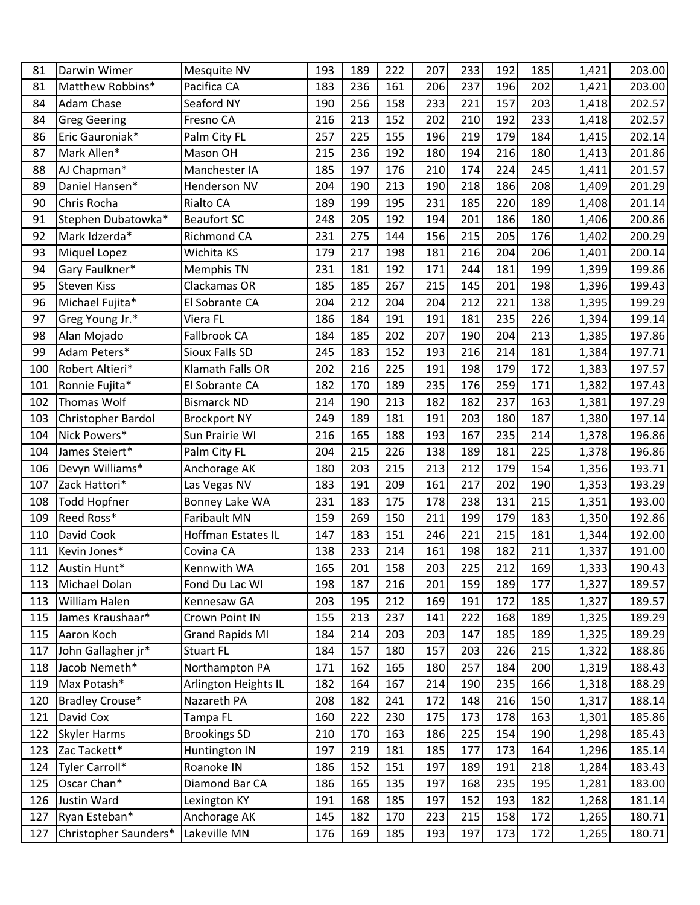| 81 | Darwin Wimer | Mesquite NV | 193 | 189 | 222 | 207 | 233 | 192 | 185 | 1,421 | 203.00 |
|---|---|---|---|---|---|---|---|---|---|---|---|
| 81 | Matthew Robbins* | Pacifica CA | 183 | 236 | 161 | 206 | 237 | 196 | 202 | 1,421 | 203.00 |
| 84 | Adam Chase | Seaford NY | 190 | 256 | 158 | 233 | 221 | 157 | 203 | 1,418 | 202.57 |
| 84 | Greg Geering | Fresno CA | 216 | 213 | 152 | 202 | 210 | 192 | 233 | 1,418 | 202.57 |
| 86 | Eric Gauroniak* | Palm City FL | 257 | 225 | 155 | 196 | 219 | 179 | 184 | 1,415 | 202.14 |
| 87 | Mark Allen* | Mason OH | 215 | 236 | 192 | 180 | 194 | 216 | 180 | 1,413 | 201.86 |
| 88 | AJ Chapman* | Manchester IA | 185 | 197 | 176 | 210 | 174 | 224 | 245 | 1,411 | 201.57 |
| 89 | Daniel Hansen* | Henderson NV | 204 | 190 | 213 | 190 | 218 | 186 | 208 | 1,409 | 201.29 |
| 90 | Chris Rocha | Rialto CA | 189 | 199 | 195 | 231 | 185 | 220 | 189 | 1,408 | 201.14 |
| 91 | Stephen Dubatowka* | Beaufort SC | 248 | 205 | 192 | 194 | 201 | 186 | 180 | 1,406 | 200.86 |
| 92 | Mark Idzerda* | Richmond CA | 231 | 275 | 144 | 156 | 215 | 205 | 176 | 1,402 | 200.29 |
| 93 | Miquel Lopez | Wichita KS | 179 | 217 | 198 | 181 | 216 | 204 | 206 | 1,401 | 200.14 |
| 94 | Gary Faulkner* | Memphis TN | 231 | 181 | 192 | 171 | 244 | 181 | 199 | 1,399 | 199.86 |
| 95 | Steven Kiss | Clackamas OR | 185 | 185 | 267 | 215 | 145 | 201 | 198 | 1,396 | 199.43 |
| 96 | Michael Fujita* | El Sobrante CA | 204 | 212 | 204 | 204 | 212 | 221 | 138 | 1,395 | 199.29 |
| 97 | Greg Young Jr.* | Viera FL | 186 | 184 | 191 | 191 | 181 | 235 | 226 | 1,394 | 199.14 |
| 98 | Alan Mojado | Fallbrook CA | 184 | 185 | 202 | 207 | 190 | 204 | 213 | 1,385 | 197.86 |
| 99 | Adam Peters* | Sioux Falls SD | 245 | 183 | 152 | 193 | 216 | 214 | 181 | 1,384 | 197.71 |
| 100 | Robert Altieri* | Klamath Falls OR | 202 | 216 | 225 | 191 | 198 | 179 | 172 | 1,383 | 197.57 |
| 101 | Ronnie Fujita* | El Sobrante CA | 182 | 170 | 189 | 235 | 176 | 259 | 171 | 1,382 | 197.43 |
| 102 | Thomas Wolf | Bismarck ND | 214 | 190 | 213 | 182 | 182 | 237 | 163 | 1,381 | 197.29 |
| 103 | Christopher Bardol | Brockport NY | 249 | 189 | 181 | 191 | 203 | 180 | 187 | 1,380 | 197.14 |
| 104 | Nick Powers* | Sun Prairie WI | 216 | 165 | 188 | 193 | 167 | 235 | 214 | 1,378 | 196.86 |
| 104 | James Steiert* | Palm City FL | 204 | 215 | 226 | 138 | 189 | 181 | 225 | 1,378 | 196.86 |
| 106 | Devyn Williams* | Anchorage AK | 180 | 203 | 215 | 213 | 212 | 179 | 154 | 1,356 | 193.71 |
| 107 | Zack Hattori* | Las Vegas NV | 183 | 191 | 209 | 161 | 217 | 202 | 190 | 1,353 | 193.29 |
| 108 | Todd Hopfner | Bonney Lake WA | 231 | 183 | 175 | 178 | 238 | 131 | 215 | 1,351 | 193.00 |
| 109 | Reed Ross* | Faribault MN | 159 | 269 | 150 | 211 | 199 | 179 | 183 | 1,350 | 192.86 |
| 110 | David Cook | Hoffman Estates IL | 147 | 183 | 151 | 246 | 221 | 215 | 181 | 1,344 | 192.00 |
| 111 | Kevin Jones* | Covina CA | 138 | 233 | 214 | 161 | 198 | 182 | 211 | 1,337 | 191.00 |
| 112 | Austin Hunt* | Kennwith WA | 165 | 201 | 158 | 203 | 225 | 212 | 169 | 1,333 | 190.43 |
| 113 | Michael Dolan | Fond Du Lac WI | 198 | 187 | 216 | 201 | 159 | 189 | 177 | 1,327 | 189.57 |
| 113 | William Halen | Kennesaw GA | 203 | 195 | 212 | 169 | 191 | 172 | 185 | 1,327 | 189.57 |
| 115 | James Kraushaar* | Crown Point IN | 155 | 213 | 237 | 141 | 222 | 168 | 189 | 1,325 | 189.29 |
| 115 | Aaron Koch | Grand Rapids MI | 184 | 214 | 203 | 203 | 147 | 185 | 189 | 1,325 | 189.29 |
| 117 | John Gallagher jr* | Stuart FL | 184 | 157 | 180 | 157 | 203 | 226 | 215 | 1,322 | 188.86 |
| 118 | Jacob Nemeth* | Northampton PA | 171 | 162 | 165 | 180 | 257 | 184 | 200 | 1,319 | 188.43 |
| 119 | Max Potash* | Arlington Heights IL | 182 | 164 | 167 | 214 | 190 | 235 | 166 | 1,318 | 188.29 |
| 120 | Bradley Crouse* | Nazareth PA | 208 | 182 | 241 | 172 | 148 | 216 | 150 | 1,317 | 188.14 |
| 121 | David Cox | Tampa FL | 160 | 222 | 230 | 175 | 173 | 178 | 163 | 1,301 | 185.86 |
| 122 | Skyler Harms | Brookings SD | 210 | 170 | 163 | 186 | 225 | 154 | 190 | 1,298 | 185.43 |
| 123 | Zac Tackett* | Huntington IN | 197 | 219 | 181 | 185 | 177 | 173 | 164 | 1,296 | 185.14 |
| 124 | Tyler Carroll* | Roanoke IN | 186 | 152 | 151 | 197 | 189 | 191 | 218 | 1,284 | 183.43 |
| 125 | Oscar Chan* | Diamond Bar CA | 186 | 165 | 135 | 197 | 168 | 235 | 195 | 1,281 | 183.00 |
| 126 | Justin Ward | Lexington KY | 191 | 168 | 185 | 197 | 152 | 193 | 182 | 1,268 | 181.14 |
| 127 | Ryan Esteban* | Anchorage AK | 145 | 182 | 170 | 223 | 215 | 158 | 172 | 1,265 | 180.71 |
| 127 | Christopher Saunders* | Lakeville MN | 176 | 169 | 185 | 193 | 197 | 173 | 172 | 1,265 | 180.71 |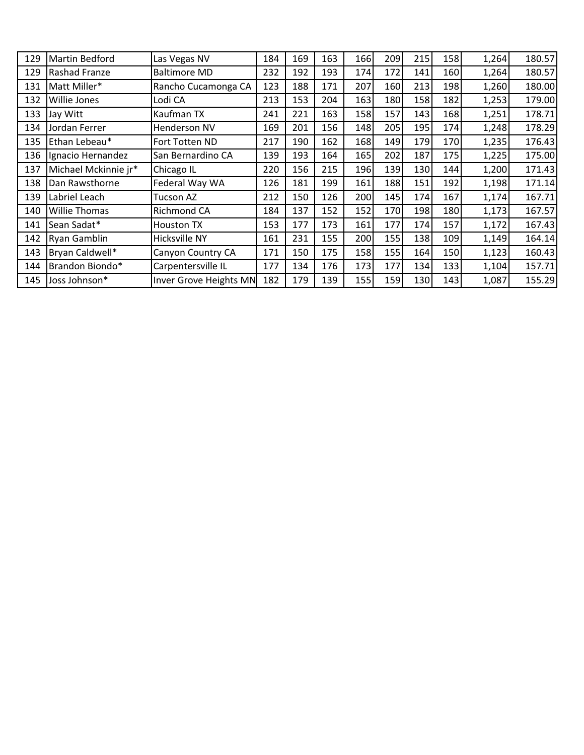| | | | | | | | | | | | |
|---|---|---|---|---|---|---|---|---|---|---|---|
| 129 | Martin Bedford | Las Vegas NV | 184 | 169 | 163 | 166 | 209 | 215 | 158 | 1,264 | 180.57 |
| 129 | Rashad Franze | Baltimore MD | 232 | 192 | 193 | 174 | 172 | 141 | 160 | 1,264 | 180.57 |
| 131 | Matt Miller* | Rancho Cucamonga CA | 123 | 188 | 171 | 207 | 160 | 213 | 198 | 1,260 | 180.00 |
| 132 | Willie Jones | Lodi CA | 213 | 153 | 204 | 163 | 180 | 158 | 182 | 1,253 | 179.00 |
| 133 | Jay Witt | Kaufman TX | 241 | 221 | 163 | 158 | 157 | 143 | 168 | 1,251 | 178.71 |
| 134 | Jordan Ferrer | Henderson NV | 169 | 201 | 156 | 148 | 205 | 195 | 174 | 1,248 | 178.29 |
| 135 | Ethan Lebeau* | Fort Totten ND | 217 | 190 | 162 | 168 | 149 | 179 | 170 | 1,235 | 176.43 |
| 136 | Ignacio Hernandez | San Bernardino CA | 139 | 193 | 164 | 165 | 202 | 187 | 175 | 1,225 | 175.00 |
| 137 | Michael Mckinnie jr* | Chicago IL | 220 | 156 | 215 | 196 | 139 | 130 | 144 | 1,200 | 171.43 |
| 138 | Dan Rawsthorne | Federal Way WA | 126 | 181 | 199 | 161 | 188 | 151 | 192 | 1,198 | 171.14 |
| 139 | Labriel Leach | Tucson AZ | 212 | 150 | 126 | 200 | 145 | 174 | 167 | 1,174 | 167.71 |
| 140 | Willie Thomas | Richmond CA | 184 | 137 | 152 | 152 | 170 | 198 | 180 | 1,173 | 167.57 |
| 141 | Sean Sadat* | Houston TX | 153 | 177 | 173 | 161 | 177 | 174 | 157 | 1,172 | 167.43 |
| 142 | Ryan Gamblin | Hicksville NY | 161 | 231 | 155 | 200 | 155 | 138 | 109 | 1,149 | 164.14 |
| 143 | Bryan Caldwell* | Canyon Country CA | 171 | 150 | 175 | 158 | 155 | 164 | 150 | 1,123 | 160.43 |
| 144 | Brandon Biondo* | Carpentersville IL | 177 | 134 | 176 | 173 | 177 | 134 | 133 | 1,104 | 157.71 |
| 145 | Joss Johnson* | Inver Grove Heights MN | 182 | 179 | 139 | 155 | 159 | 130 | 143 | 1,087 | 155.29 |